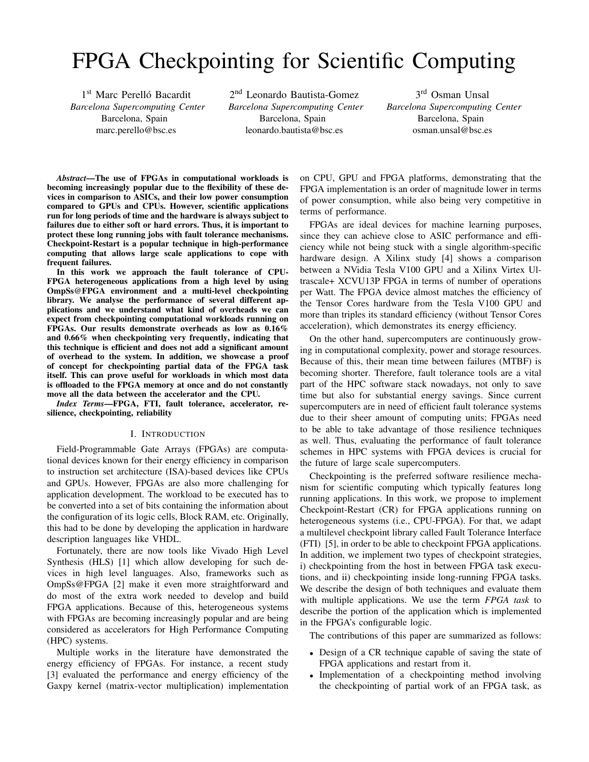# FPGA Checkpointing for Scientific Computing

1st Marc Perelló Bacardit
*Barcelona Supercomputing Center*
Barcelona, Spain
marc.perello@bsc.es

2nd Leonardo Bautista-Gomez
*Barcelona Supercomputing Center*
Barcelona, Spain
leonardo.bautista@bsc.es

3rd Osman Unsal
*Barcelona Supercomputing Center*
Barcelona, Spain
osman.unsal@bsc.es

***Abstract*—The use of FPGAs in computational workloads is becoming increasingly popular due to the flexibility of these devices in comparison to ASICs, and their low power consumption compared to GPUs and CPUs. However, scientific applications run for long periods of time and the hardware is always subject to failures due to either soft or hard errors. Thus, it is important to protect these long running jobs with fault tolerance mechanisms. Checkpoint-Restart is a popular technique in high-performance computing that allows large scale applications to cope with frequent failures.**

**In this work we approach the fault tolerance of CPU-FPGA heterogeneous applications from a high level by using OmpSs@FPGA environment and a multi-level checkpointing library. We analyse the performance of several different applications and we understand what kind of overheads we can expect from checkpointing computational workloads running on FPGAs. Our results demonstrate overheads as low as 0.16% and 0.66% when checkpointing very frequently, indicating that this technique is efficient and does not add a significant amount of overhead to the system. In addition, we showcase a proof of concept for checkpointing partial data of the FPGA task itself. This can prove useful for workloads in which most data is offloaded to the FPGA memory at once and do not constantly move all the data between the accelerator and the CPU.**

***Index Terms*—FPGA, FTI, fault tolerance, accelerator, resilience, checkpointing, reliability**

## I. Introduction

Field-Programmable Gate Arrays (FPGAs) are computational devices known for their energy efficiency in comparison to instruction set architecture (ISA)-based devices like CPUs and GPUs. However, FPGAs are also more challenging for application development. The workload to be executed has to be converted into a set of bits containing the information about the configuration of its logic cells, Block RAM, etc. Originally, this had to be done by developing the application in hardware description languages like VHDL.

Fortunately, there are now tools like Vivado High Level Synthesis (HLS) [1] which allow developing for such devices in high level languages. Also, frameworks such as OmpSs@FPGA [2] make it even more straightforward and do most of the extra work needed to develop and build FPGA applications. Because of this, heterogeneous systems with FPGAs are becoming increasingly popular and are being considered as accelerators for High Performance Computing (HPC) systems.

Multiple works in the literature have demonstrated the energy efficiency of FPGAs. For instance, a recent study [3] evaluated the performance and energy efficiency of the Gaxpy kernel (matrix-vector multiplication) implementation on CPU, GPU and FPGA platforms, demonstrating that the FPGA implementation is an order of magnitude lower in terms of power consumption, while also being very competitive in terms of performance.

FPGAs are ideal devices for machine learning purposes, since they can achieve close to ASIC performance and efficiency while not being stuck with a single algorithm-specific hardware design. A Xilinx study [4] shows a comparison between a NVidia Tesla V100 GPU and a Xilinx Virtex Ultrascale+ XCVU13P FPGA in terms of number of operations per Watt. The FPGA device almost matches the efficiency of the Tensor Cores hardware from the Tesla V100 GPU and more than triples its standard efficiency (without Tensor Cores acceleration), which demonstrates its energy efficiency.

On the other hand, supercomputers are continuously growing in computational complexity, power and storage resources. Because of this, their mean time between failures (MTBF) is becoming shorter. Therefore, fault tolerance tools are a vital part of the HPC software stack nowadays, not only to save time but also for substantial energy savings. Since current supercomputers are in need of efficient fault tolerance systems due to their sheer amount of computing units; FPGAs need to be able to take advantage of those resilience techniques as well. Thus, evaluating the performance of fault tolerance schemes in HPC systems with FPGA devices is crucial for the future of large scale supercomputers.

Checkpointing is the preferred software resilience mechanism for scientific computing which typically features long running applications. In this work, we propose to implement Checkpoint-Restart (CR) for FPGA applications running on heterogeneous systems (i.e., CPU-FPGA). For that, we adapt a multilevel checkpoint library called Fault Tolerance Interface (FTI) [5], in order to be able to checkpoint FPGA applications. In addition, we implement two types of checkpoint strategies, i) checkpointing from the host in between FPGA task executions, and ii) checkpointing inside long-running FPGA tasks. We describe the design of both techniques and evaluate them with multiple applications. We use the term *FPGA task* to describe the portion of the application which is implemented in the FPGA's configurable logic.

The contributions of this paper are summarized as follows:

- Design of a CR technique capable of saving the state of FPGA applications and restart from it.
- Implementation of a checkpointing method involving the checkpointing of partial work of an FPGA task, as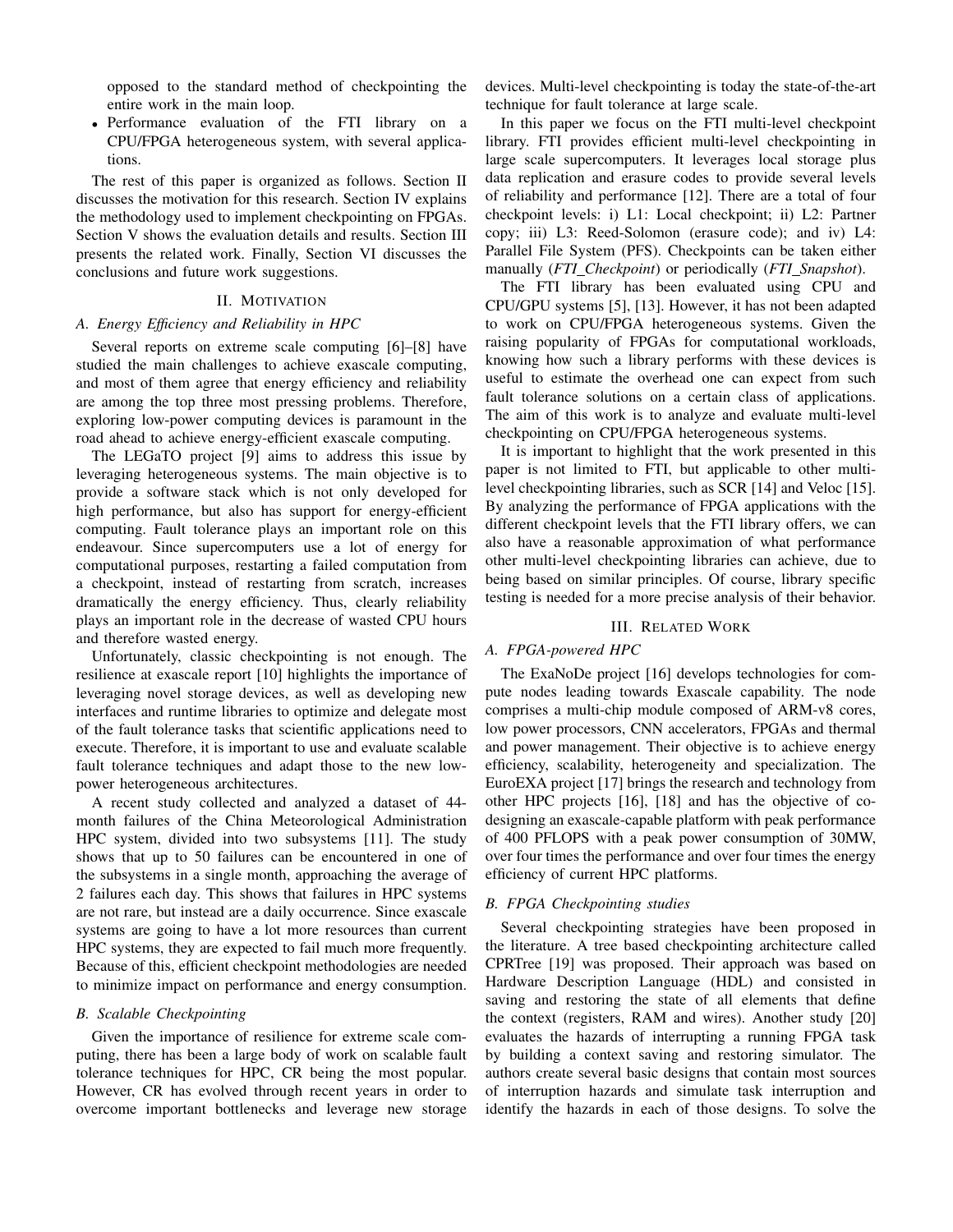opposed to the standard method of checkpointing the entire work in the main loop.

- Performance evaluation of the FTI library on a CPU/FPGA heterogeneous system, with several applications.

The rest of this paper is organized as follows. Section II discusses the motivation for this research. Section IV explains the methodology used to implement checkpointing on FPGAs. Section V shows the evaluation details and results. Section III presents the related work. Finally, Section VI discusses the conclusions and future work suggestions.

## II. Motivation

### A. Energy Efficiency and Reliability in HPC

Several reports on extreme scale computing [6]–[8] have studied the main challenges to achieve exascale computing, and most of them agree that energy efficiency and reliability are among the top three most pressing problems. Therefore, exploring low-power computing devices is paramount in the road ahead to achieve energy-efficient exascale computing.

The LEGaTO project [9] aims to address this issue by leveraging heterogeneous systems. The main objective is to provide a software stack which is not only developed for high performance, but also has support for energy-efficient computing. Fault tolerance plays an important role on this endeavour. Since supercomputers use a lot of energy for computational purposes, restarting a failed computation from a checkpoint, instead of restarting from scratch, increases dramatically the energy efficiency. Thus, clearly reliability plays an important role in the decrease of wasted CPU hours and therefore wasted energy.

Unfortunately, classic checkpointing is not enough. The resilience at exascale report [10] highlights the importance of leveraging novel storage devices, as well as developing new interfaces and runtime libraries to optimize and delegate most of the fault tolerance tasks that scientific applications need to execute. Therefore, it is important to use and evaluate scalable fault tolerance techniques and adapt those to the new low-power heterogeneous architectures.

A recent study collected and analyzed a dataset of 44-month failures of the China Meteorological Administration HPC system, divided into two subsystems [11]. The study shows that up to 50 failures can be encountered in one of the subsystems in a single month, approaching the average of 2 failures each day. This shows that failures in HPC systems are not rare, but instead are a daily occurrence. Since exascale systems are going to have a lot more resources than current HPC systems, they are expected to fail much more frequently. Because of this, efficient checkpoint methodologies are needed to minimize impact on performance and energy consumption.

### B. Scalable Checkpointing

Given the importance of resilience for extreme scale computing, there has been a large body of work on scalable fault tolerance techniques for HPC, CR being the most popular. However, CR has evolved through recent years in order to overcome important bottlenecks and leverage new storage devices. Multi-level checkpointing is today the state-of-the-art technique for fault tolerance at large scale.

In this paper we focus on the FTI multi-level checkpoint library. FTI provides efficient multi-level checkpointing in large scale supercomputers. It leverages local storage plus data replication and erasure codes to provide several levels of reliability and performance [12]. There are a total of four checkpoint levels: i) L1: Local checkpoint; ii) L2: Partner copy; iii) L3: Reed-Solomon (erasure code); and iv) L4: Parallel File System (PFS). Checkpoints can be taken either manually (*FTI_Checkpoint*) or periodically (*FTI_Snapshot*).

The FTI library has been evaluated using CPU and CPU/GPU systems [5], [13]. However, it has not been adapted to work on CPU/FPGA heterogeneous systems. Given the raising popularity of FPGAs for computational workloads, knowing how such a library performs with these devices is useful to estimate the overhead one can expect from such fault tolerance solutions on a certain class of applications. The aim of this work is to analyze and evaluate multi-level checkpointing on CPU/FPGA heterogeneous systems.

It is important to highlight that the work presented in this paper is not limited to FTI, but applicable to other multi-level checkpointing libraries, such as SCR [14] and Veloc [15]. By analyzing the performance of FPGA applications with the different checkpoint levels that the FTI library offers, we can also have a reasonable approximation of what performance other multi-level checkpointing libraries can achieve, due to being based on similar principles. Of course, library specific testing is needed for a more precise analysis of their behavior.

## III. Related Work

### A. FPGA-powered HPC

The ExaNoDe project [16] develops technologies for compute nodes leading towards Exascale capability. The node comprises a multi-chip module composed of ARM-v8 cores, low power processors, CNN accelerators, FPGAs and thermal and power management. Their objective is to achieve energy efficiency, scalability, heterogeneity and specialization. The EuroEXA project [17] brings the research and technology from other HPC projects [16], [18] and has the objective of co-designing an exascale-capable platform with peak performance of 400 PFLOPS with a peak power consumption of 30MW, over four times the performance and over four times the energy efficiency of current HPC platforms.

### B. FPGA Checkpointing studies

Several checkpointing strategies have been proposed in the literature. A tree based checkpointing architecture called CPRTree [19] was proposed. Their approach was based on Hardware Description Language (HDL) and consisted in saving and restoring the state of all elements that define the context (registers, RAM and wires). Another study [20] evaluates the hazards of interrupting a running FPGA task by building a context saving and restoring simulator. The authors create several basic designs that contain most sources of interruption hazards and simulate task interruption and identify the hazards in each of those designs. To solve the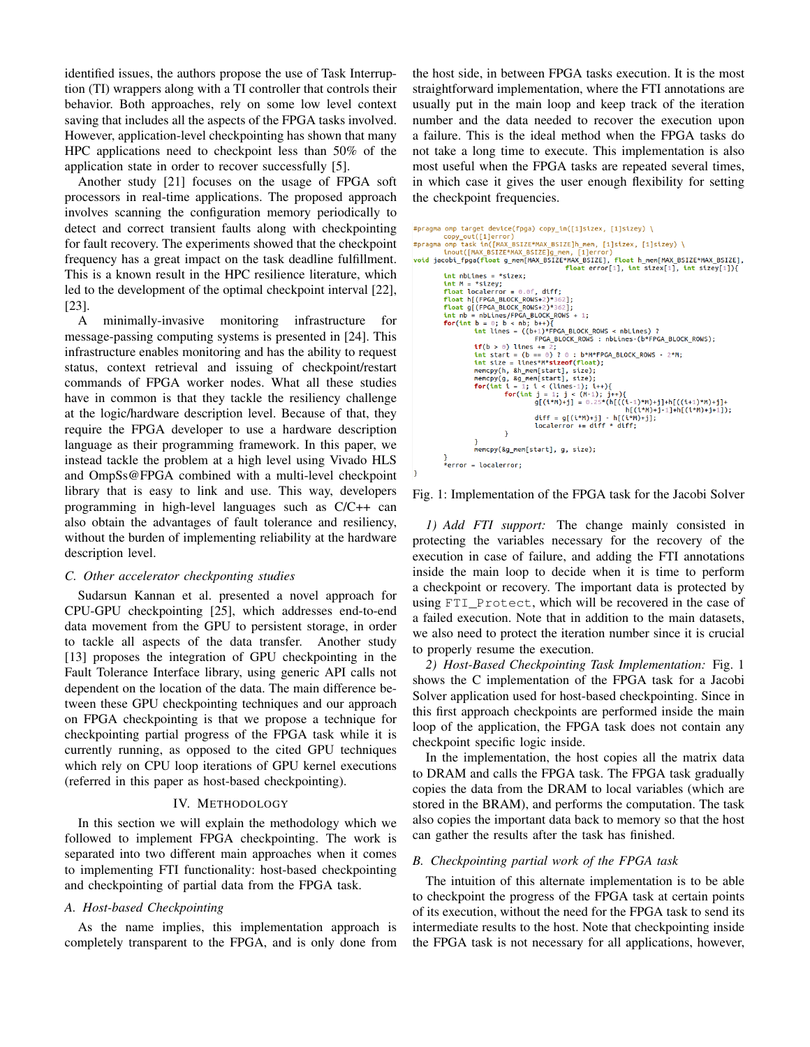identified issues, the authors propose the use of Task Interruption (TI) wrappers along with a TI controller that controls their behavior. Both approaches, rely on some low level context saving that includes all the aspects of the FPGA tasks involved. However, application-level checkpointing has shown that many HPC applications need to checkpoint less than 50% of the application state in order to recover successfully [5].

Another study [21] focuses on the usage of FPGA soft processors in real-time applications. The proposed approach involves scanning the configuration memory periodically to detect and correct transient faults along with checkpointing for fault recovery. The experiments showed that the checkpoint frequency has a great impact on the task deadline fulfillment. This is a known result in the HPC resilience literature, which led to the development of the optimal checkpoint interval [22], [23].

A minimally-invasive monitoring infrastructure for message-passing computing systems is presented in [24]. This infrastructure enables monitoring and has the ability to request status, context retrieval and issuing of checkpoint/restart commands of FPGA worker nodes. What all these studies have in common is that they tackle the resiliency challenge at the logic/hardware description level. Because of that, they require the FPGA developer to use a hardware description language as their programming framework. In this paper, we instead tackle the problem at a high level using Vivado HLS and OmpSs@FPGA combined with a multi-level checkpoint library that is easy to link and use. This way, developers programming in high-level languages such as C/C++ can also obtain the advantages of fault tolerance and resiliency, without the burden of implementing reliability at the hardware description level.

### C. Other accelerator checkponting studies

Sudarsun Kannan et al. presented a novel approach for CPU-GPU checkpointing [25], which addresses end-to-end data movement from the GPU to persistent storage, in order to tackle all aspects of the data transfer. Another study [13] proposes the integration of GPU checkpointing in the Fault Tolerance Interface library, using generic API calls not dependent on the location of the data. The main difference between these GPU checkpointing techniques and our approach on FPGA checkpointing is that we propose a technique for checkpointing partial progress of the FPGA task while it is currently running, as opposed to the cited GPU techniques which rely on CPU loop iterations of GPU kernel executions (referred in this paper as host-based checkpointing).

## IV. Methodology

In this section we will explain the methodology which we followed to implement FPGA checkpointing. The work is separated into two different main approaches when it comes to implementing FTI functionality: host-based checkpointing and checkpointing of partial data from the FPGA task.

### A. Host-based Checkpointing

As the name implies, this implementation approach is completely transparent to the FPGA, and is only done from the host side, in between FPGA tasks execution. It is the most straightforward implementation, where the FTI annotations are usually put in the main loop and keep track of the iteration number and the data needed to recover the execution upon a failure. This is the ideal method when the FPGA tasks do not take a long time to execute. This implementation is also most useful when the FPGA tasks are repeated several times, in which case it gives the user enough flexibility for setting the checkpoint frequencies.

```
#pragma omp target device(fpga) copy_in([1]sizex, [1]sizey) \
        copy_out([1]error)
#pragma omp task in([MAX_BSIZE*MAX_BSIZE]h_mem, [1]sizex, [1]sizey) \
        inout([MAX_BSIZE*MAX_BSIZE]g_mem, [1]error)
void jacobi_fpga(float g_mem[MAX_BSIZE*MAX_BSIZE], float h_mem[MAX_BSIZE*MAX_BSIZE],
                                float error[1], int sizex[1], int sizey[1]){
        int nbLines = *sizex;
        int M = *sizey;
        float localerror = 0.0f, diff;
        float h[(FPGA_BLOCK_ROWS+2)*362];
        float g[(FPGA_BLOCK_ROWS+2)*362];
        int nb = nbLines/FPGA_BLOCK_ROWS + 1;
        for(int b = 0; b < nb; b++){
                int lines = ((b+1)*FPGA_BLOCK_ROWS < nbLines) ?
                        FPGA_BLOCK_ROWS : nbLines-(b*FPGA_BLOCK_ROWS);
                if(b > 0) lines += 2;
                int start = (b == 0) ? 0 : b*M*FPGA_BLOCK_ROWS - 2*M;
                int size = lines*M*sizeof(float);
                memcpy(h, &h_mem[start], size);
                memcpy(g, &g_mem[start], size);
                for(int i = 1; i < (lines-1); i++){
                        for(int j = 1; j < (M-1); j++){
                                g[(i*M)+j] = 0.25*(h[((i-1)*M)+j]+h[((i+1)*M)+j]+
                                                h[(i*M)+j-1]+h[(i*M)+j+1]);
                                diff = g[(i*M)+j] - h[(i*M)+j];
                                localerror += diff * diff;
                        }
                }
                memcpy(&g_mem[start], g, size);
        }
        *error = localerror;
}
```

Fig. 1: Implementation of the FPGA task for the Jacobi Solver

*1) Add FTI support:* The change mainly consisted in protecting the variables necessary for the recovery of the execution in case of failure, and adding the FTI annotations inside the main loop to decide when it is time to perform a checkpoint or recovery. The important data is protected by using `FTI_Protect`, which will be recovered in the case of a failed execution. Note that in addition to the main datasets, we also need to protect the iteration number since it is crucial to properly resume the execution.

*2) Host-Based Checkpointing Task Implementation:* Fig. 1 shows the C implementation of the FPGA task for a Jacobi Solver application used for host-based checkpointing. Since in this first approach checkpoints are performed inside the main loop of the application, the FPGA task does not contain any checkpoint specific logic inside.

In the implementation, the host copies all the matrix data to DRAM and calls the FPGA task. The FPGA task gradually copies the data from the DRAM to local variables (which are stored in the BRAM), and performs the computation. The task also copies the important data back to memory so that the host can gather the results after the task has finished.

### B. Checkpointing partial work of the FPGA task

The intuition of this alternate implementation is to be able to checkpoint the progress of the FPGA task at certain points of its execution, without the need for the FPGA task to send its intermediate results to the host. Note that checkpointing inside the FPGA task is not necessary for all applications, however,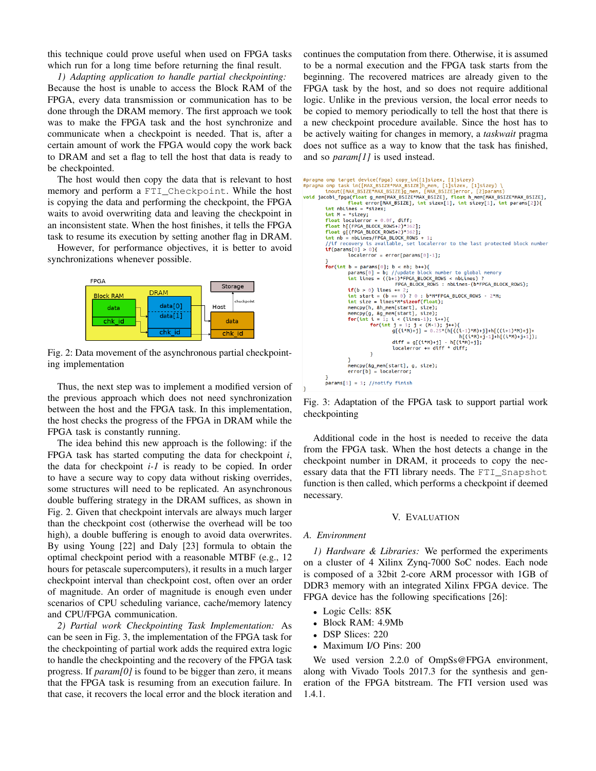this technique could prove useful when used on FPGA tasks which run for a long time before returning the final result.

*1) Adapting application to handle partial checkpointing:* Because the host is unable to access the Block RAM of the FPGA, every data transmission or communication has to be done through the DRAM memory. The first approach we took was to make the FPGA task and the host synchronize and communicate when a checkpoint is needed. That is, after a certain amount of work the FPGA would copy the work back to DRAM and set a flag to tell the host that data is ready to be checkpointed.

The host would then copy the data that is relevant to host memory and perform a `FTI_Checkpoint`. While the host is copying the data and performing the checkpoint, the FPGA waits to avoid overwriting data and leaving the checkpoint in an inconsistent state. When the host finishes, it tells the FPGA task to resume its execution by setting another flag in DRAM.

However, for performance objectives, it is better to avoid synchronizations whenever possible.

Fig. 2: Data movement of the asynchronous partial checkpointing implementation

Thus, the next step was to implement a modified version of the previous approach which does not need synchronization between the host and the FPGA task. In this implementation, the host checks the progress of the FPGA in DRAM while the FPGA task is constantly running.

The idea behind this new approach is the following: if the FPGA task has started computing the data for checkpoint *i*, the data for checkpoint *i-1* is ready to be copied. In order to have a secure way to copy data without risking overrides, some structures will need to be replicated. An asynchronous double buffering strategy in the DRAM suffices, as shown in Fig. 2. Given that checkpoint intervals are always much larger than the checkpoint cost (otherwise the overhead will be too high), a double buffering is enough to avoid data overwrites. By using Young [22] and Daly [23] formula to obtain the optimal checkpoint period with a reasonable MTBF (e.g., 12 hours for petascale supercomputers), it results in a much larger checkpoint interval than checkpoint cost, often over an order of magnitude. An order of magnitude is enough even under scenarios of CPU scheduling variance, cache/memory latency and CPU/FPGA communication.

*2) Partial work Checkpointing Task Implementation:* As can be seen in Fig. 3, the implementation of the FPGA task for the checkpointing of partial work adds the required extra logic to handle the checkpointing and the recovery of the FPGA task progress. If *param[0]* is found to be bigger than zero, it means that the FPGA task is resuming from an execution failure. In that case, it recovers the local error and the block iteration and continues the computation from there. Otherwise, it is assumed to be a normal execution and the FPGA task starts from the beginning. The recovered matrices are already given to the FPGA task by the host, and so does not require additional logic. Unlike in the previous version, the local error needs to be copied to memory periodically to tell the host that there is a new checkpoint procedure available. Since the host has to be actively waiting for changes in memory, a *taskwait* pragma does not suffice as a way to know that the task has finished, and so *param[1]* is used instead.

```
#pragma omp target device(fpga) copy_in([1]sizex, [1]sizey)
#pragma omp task in([MAX_BSIZE*MAX_BSIZE]h_mem, [1]sizex, [1]sizey) \
    inout([MAX_BSIZE*MAX_BSIZE]g_mem, [MAX_BSIZE]error, [2]params)
void jacobi_fpga(float g_mem[MAX_BSIZE*MAX_BSIZE], float h_mem[MAX_BSIZE*MAX_BSIZE],
        float error[MAX_BSIZE], int sizex[1], int sizey[1], int params[2]){
    int nbLines = *sizex;
    int M = *sizey;
    float localerror = 0.0f, diff;
    float h[(FPGA_BLOCK_ROWS+2)*362];
    float g[(FPGA_BLOCK_ROWS+2)*362];
    int nb = nbLines/FPGA_BLOCK_ROWS + 1;
    //if recovery is available, set localerror to the last protected block number
    if(params[0] > 0){
        localerror = error[params[0]-1];
    }
    for(int b = params[0]; b < nb; b++){
        params[0] = b; //update block number to global memory
        int lines = ((b+1)*FPGA_BLOCK_ROWS < nbLines) ?
                FPGA_BLOCK_ROWS : nbLines-(b*FPGA_BLOCK_ROWS);
        if(b > 0) lines += 2;
        int start = (b == 0) ? 0 : b*M*FPGA_BLOCK_ROWS - 2*M;
        int size = lines*M*sizeof(float);
        memcpy(h, &h_mem[start], size);
        memcpy(g, &g_mem[start], size);
        for(int i = 1; i < (lines-1); i++){
            for(int j = 1; j < (M-1); j++){
                g[(i*M)+j] = 0.25*(h[((i-1)*M)+j]+h[((i+1)*M)+j]+
                        h[(i*M)+j-1]+h[(i*M)+j+1]);
                diff = g[(i*M)+j] - h[(i*M)+j];
                localerror += diff * diff;
            }
        }
        memcpy(&g_mem[start], g, size);
        error[b] = localerror;
    }
    params[1] = 1; //notify finish
}
```

Fig. 3: Adaptation of the FPGA task to support partial work checkpointing

Additional code in the host is needed to receive the data from the FPGA task. When the host detects a change in the checkpoint number in DRAM, it proceeds to copy the necessary data that the FTI library needs. The `FTI_Snapshot` function is then called, which performs a checkpoint if deemed necessary.

## V. Evaluation

### A. Environment

*1) Hardware & Libraries:* We performed the experiments on a cluster of 4 Xilinx Zynq-7000 SoC nodes. Each node is composed of a 32bit 2-core ARM processor with 1GB of DDR3 memory with an integrated Xilinx FPGA device. The FPGA device has the following specifications [26]:

- Logic Cells: 85K
- Block RAM: 4.9Mb
- DSP Slices: 220
- Maximum I/O Pins: 200

We used version 2.2.0 of OmpSs@FPGA environment, along with Vivado Tools 2017.3 for the synthesis and generation of the FPGA bitstream. The FTI version used was 1.4.1.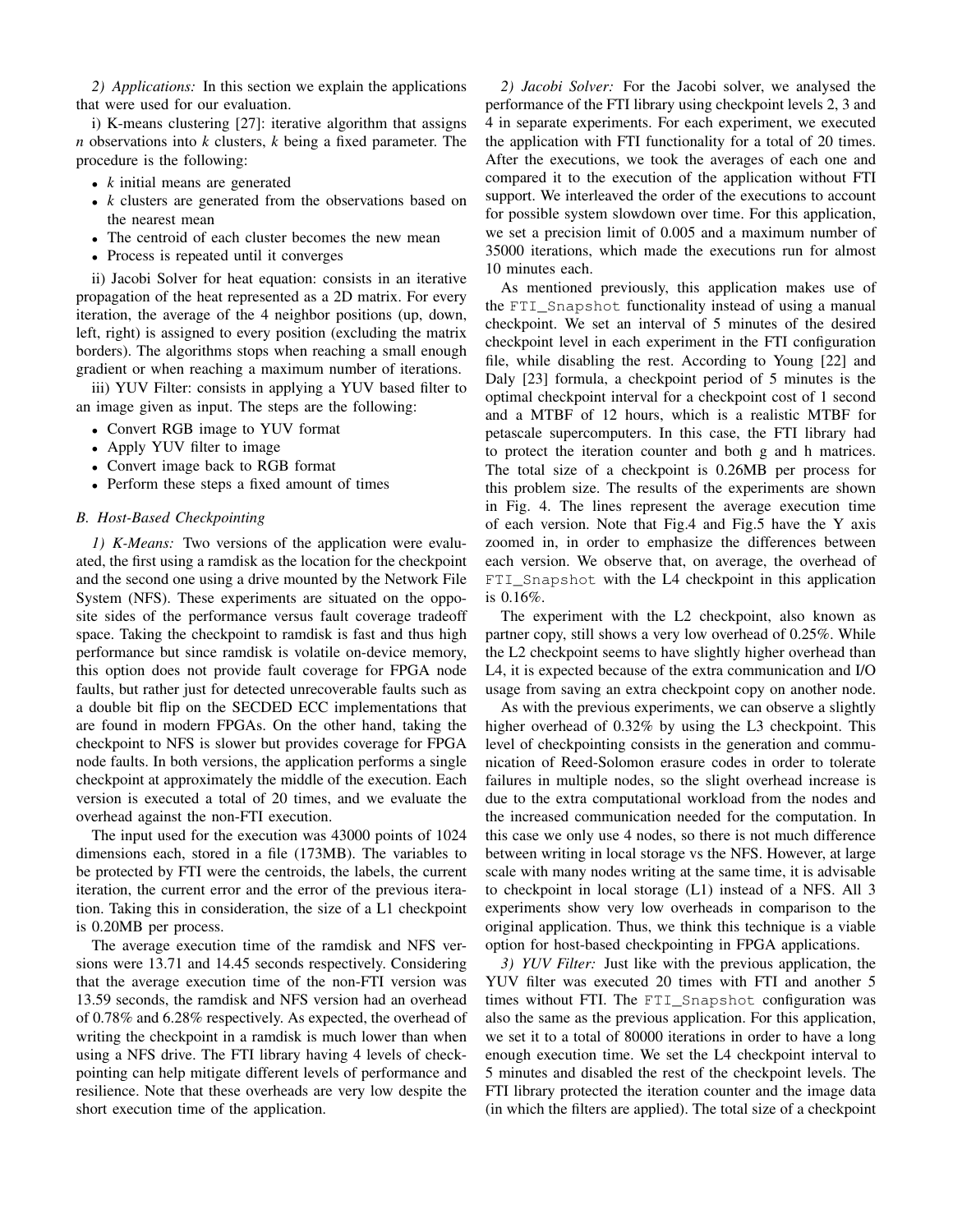*2) Applications:* In this section we explain the applications that were used for our evaluation.

i) K-means clustering [27]: iterative algorithm that assigns $n$ observations into $k$ clusters, $k$ being a fixed parameter. The procedure is the following:

- $k$ initial means are generated
- $k$ clusters are generated from the observations based on the nearest mean
- The centroid of each cluster becomes the new mean
- Process is repeated until it converges

ii) Jacobi Solver for heat equation: consists in an iterative propagation of the heat represented as a 2D matrix. For every iteration, the average of the 4 neighbor positions (up, down, left, right) is assigned to every position (excluding the matrix borders). The algorithms stops when reaching a small enough gradient or when reaching a maximum number of iterations.

iii) YUV Filter: consists in applying a YUV based filter to an image given as input. The steps are the following:

- Convert RGB image to YUV format
- Apply YUV filter to image
- Convert image back to RGB format
- Perform these steps a fixed amount of times

### B. Host-Based Checkpointing

*1) K-Means:* Two versions of the application were evaluated, the first using a ramdisk as the location for the checkpoint and the second one using a drive mounted by the Network File System (NFS). These experiments are situated on the opposite sides of the performance versus fault coverage tradeoff space. Taking the checkpoint to ramdisk is fast and thus high performance but since ramdisk is volatile on-device memory, this option does not provide fault coverage for FPGA node faults, but rather just for detected unrecoverable faults such as a double bit flip on the SECDED ECC implementations that are found in modern FPGAs. On the other hand, taking the checkpoint to NFS is slower but provides coverage for FPGA node faults. In both versions, the application performs a single checkpoint at approximately the middle of the execution. Each version is executed a total of 20 times, and we evaluate the overhead against the non-FTI execution.

The input used for the execution was 43000 points of 1024 dimensions each, stored in a file (173MB). The variables to be protected by FTI were the centroids, the labels, the current iteration, the current error and the error of the previous iteration. Taking this in consideration, the size of a L1 checkpoint is 0.20MB per process.

The average execution time of the ramdisk and NFS versions were 13.71 and 14.45 seconds respectively. Considering that the average execution time of the non-FTI version was 13.59 seconds, the ramdisk and NFS version had an overhead of 0.78% and 6.28% respectively. As expected, the overhead of writing the checkpoint in a ramdisk is much lower than when using a NFS drive. The FTI library having 4 levels of checkpointing can help mitigate different levels of performance and resilience. Note that these overheads are very low despite the short execution time of the application.

*2) Jacobi Solver:* For the Jacobi solver, we analysed the performance of the FTI library using checkpoint levels 2, 3 and 4 in separate experiments. For each experiment, we executed the application with FTI functionality for a total of 20 times. After the executions, we took the averages of each one and compared it to the execution of the application without FTI support. We interleaved the order of the executions to account for possible system slowdown over time. For this application, we set a precision limit of 0.005 and a maximum number of 35000 iterations, which made the executions run for almost 10 minutes each.

As mentioned previously, this application makes use of the `FTI_Snapshot` functionality instead of using a manual checkpoint. We set an interval of 5 minutes of the desired checkpoint level in each experiment in the FTI configuration file, while disabling the rest. According to Young [22] and Daly [23] formula, a checkpoint period of 5 minutes is the optimal checkpoint interval for a checkpoint cost of 1 second and a MTBF of 12 hours, which is a realistic MTBF for petascale supercomputers. In this case, the FTI library had to protect the iteration counter and both g and h matrices. The total size of a checkpoint is 0.26MB per process for this problem size. The results of the experiments are shown in Fig. 4. The lines represent the average execution time of each version. Note that Fig.4 and Fig.5 have the Y axis zoomed in, in order to emphasize the differences between each version. We observe that, on average, the overhead of `FTI_Snapshot` with the L4 checkpoint in this application is 0.16%.

The experiment with the L2 checkpoint, also known as partner copy, still shows a very low overhead of 0.25%. While the L2 checkpoint seems to have slightly higher overhead than L4, it is expected because of the extra communication and I/O usage from saving an extra checkpoint copy on another node.

As with the previous experiments, we can observe a slightly higher overhead of 0.32% by using the L3 checkpoint. This level of checkpointing consists in the generation and communication of Reed-Solomon erasure codes in order to tolerate failures in multiple nodes, so the slight overhead increase is due to the extra computational workload from the nodes and the increased communication needed for the computation. In this case we only use 4 nodes, so there is not much difference between writing in local storage vs the NFS. However, at large scale with many nodes writing at the same time, it is advisable to checkpoint in local storage (L1) instead of a NFS. All 3 experiments show very low overheads in comparison to the original application. Thus, we think this technique is a viable option for host-based checkpointing in FPGA applications.

*3) YUV Filter:* Just like with the previous application, the YUV filter was executed 20 times with FTI and another 5 times without FTI. The `FTI_Snapshot` configuration was also the same as the previous application. For this application, we set it to a total of 80000 iterations in order to have a long enough execution time. We set the L4 checkpoint interval to 5 minutes and disabled the rest of the checkpoint levels. The FTI library protected the iteration counter and the image data (in which the filters are applied). The total size of a checkpoint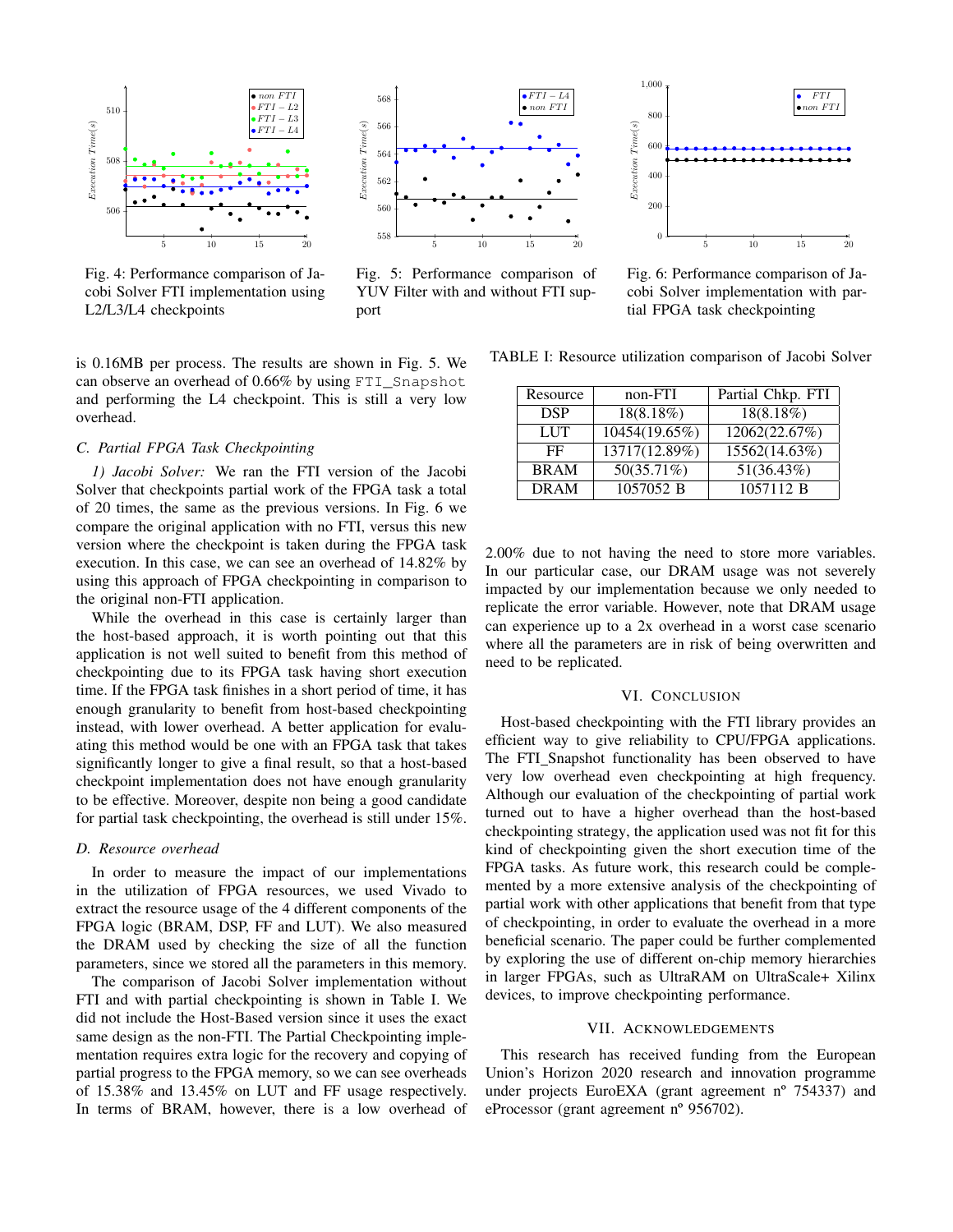Fig. 4: Performance comparison of Jacobi Solver FTI implementation using L2/L3/L4 checkpoints

Fig. 5: Performance comparison of YUV Filter with and without FTI support

Fig. 6: Performance comparison of Jacobi Solver implementation with partial FPGA task checkpointing

is 0.16MB per process. The results are shown in Fig. 5. We can observe an overhead of 0.66% by using `FTI_Snapshot` and performing the L4 checkpoint. This is still a very low overhead.

### C. Partial FPGA Task Checkpointing

*1) Jacobi Solver:* We ran the FTI version of the Jacobi Solver that checkpoints partial work of the FPGA task a total of 20 times, the same as the previous versions. In Fig. 6 we compare the original application with no FTI, versus this new version where the checkpoint is taken during the FPGA task execution. In this case, we can see an overhead of 14.82% by using this approach of FPGA checkpointing in comparison to the original non-FTI application.

While the overhead in this case is certainly larger than the host-based approach, it is worth pointing out that this application is not well suited to benefit from this method of checkpointing due to its FPGA task having short execution time. If the FPGA task finishes in a short period of time, it has enough granularity to benefit from host-based checkpointing instead, with lower overhead. A better application for evaluating this method would be one with an FPGA task that takes significantly longer to give a final result, so that a host-based checkpoint implementation does not have enough granularity to be effective. Moreover, despite non being a good candidate for partial task checkpointing, the overhead is still under 15%.

### D. Resource overhead

In order to measure the impact of our implementations in the utilization of FPGA resources, we used Vivado to extract the resource usage of the 4 different components of the FPGA logic (BRAM, DSP, FF and LUT). We also measured the DRAM used by checking the size of all the function parameters, since we stored all the parameters in this memory.

The comparison of Jacobi Solver implementation without FTI and with partial checkpointing is shown in Table I. We did not include the Host-Based version since it uses the exact same design as the non-FTI. The Partial Checkpointing implementation requires extra logic for the recovery and copying of partial progress to the FPGA memory, so we can see overheads of 15.38% and 13.45% on LUT and FF usage respectively. In terms of BRAM, however, there is a low overhead of 2.00% due to not having the need to store more variables. In our particular case, our DRAM usage was not severely impacted by our implementation because we only needed to replicate the error variable. However, note that DRAM usage can experience up to a 2x overhead in a worst case scenario where all the parameters are in risk of being overwritten and need to be replicated.

TABLE I: Resource utilization comparison of Jacobi Solver

| Resource | non-FTI | Partial Chkp. FTI |
|---|---|---|
| DSP | 18(8.18%) | 18(8.18%) |
| LUT | 10454(19.65%) | 12062(22.67%) |
| FF | 13717(12.89%) | 15562(14.63%) |
| BRAM | 50(35.71%) | 51(36.43%) |
| DRAM | 1057052 B | 1057112 B |

## VI. Conclusion

Host-based checkpointing with the FTI library provides an efficient way to give reliability to CPU/FPGA applications. The FTI_Snapshot functionality has been observed to have very low overhead even checkpointing at high frequency. Although our evaluation of the checkpointing of partial work turned out to have a higher overhead than the host-based checkpointing strategy, the application used was not fit for this kind of checkpointing given the short execution time of the FPGA tasks. As future work, this research could be complemented by a more extensive analysis of the checkpointing of partial work with other applications that benefit from that type of checkpointing, in order to evaluate the overhead in a more beneficial scenario. The paper could be further complemented by exploring the use of different on-chip memory hierarchies in larger FPGAs, such as UltraRAM on UltraScale+ Xilinx devices, to improve checkpointing performance.

## VII. Acknowledgements

This research has received funding from the European Union's Horizon 2020 research and innovation programme under projects EuroEXA (grant agreement nº 754337) and eProcessor (grant agreement nº 956702).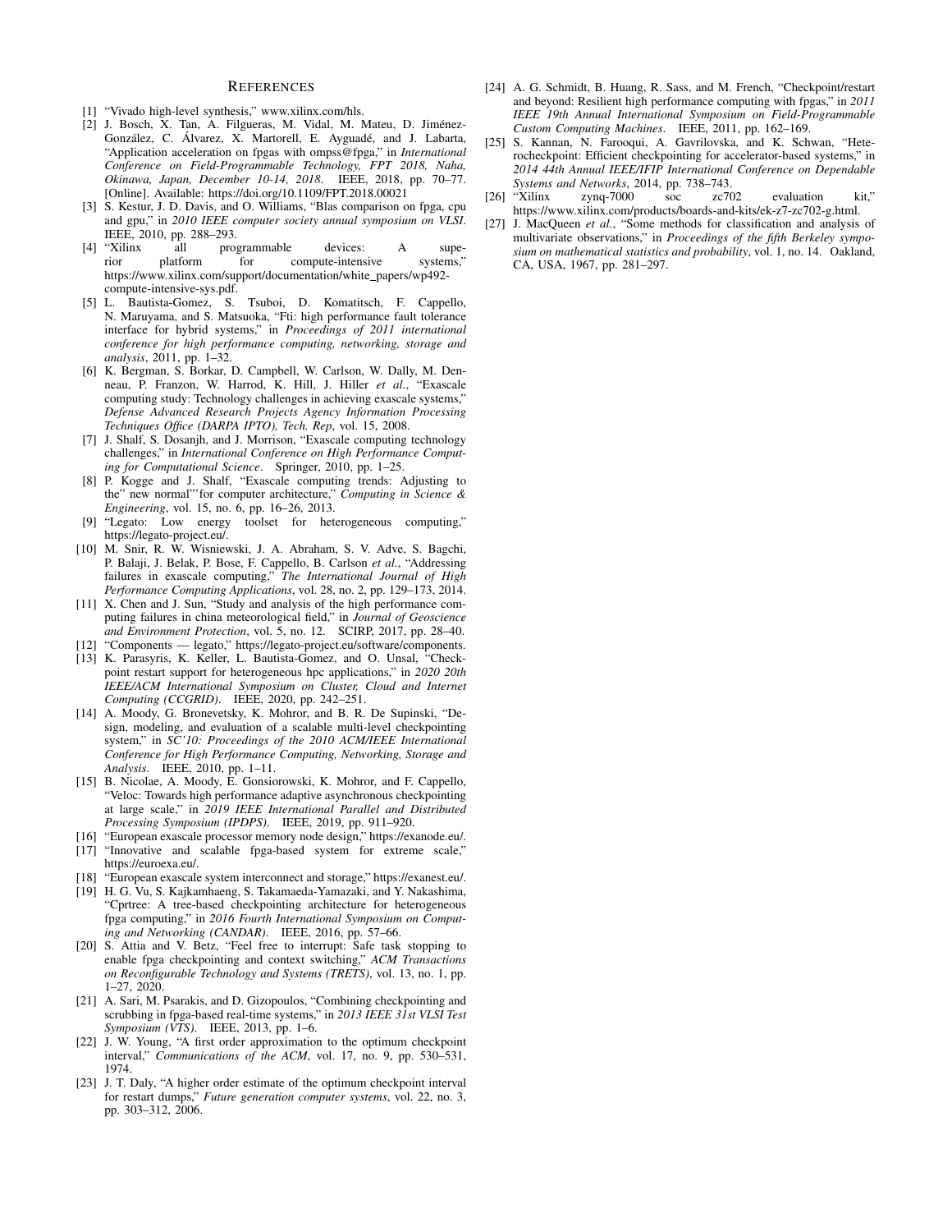## REFERENCES

[1] "Vivado high-level synthesis," www.xilinx.com/hls.

[2] J. Bosch, X. Tan, A. Filgueras, M. Vidal, M. Mateu, D. Jiménez-González, C. Álvarez, X. Martorell, E. Ayguadé, and J. Labarta, "Application acceleration on fpgas with ompss@fpga," in *International Conference on Field-Programmable Technology, FPT 2018, Naha, Okinawa, Japan, December 10-14, 2018*. IEEE, 2018, pp. 70–77. [Online]. Available: https://doi.org/10.1109/FPT.2018.00021

[3] S. Kestur, J. D. Davis, and O. Williams, "Blas comparison on fpga, cpu and gpu," in *2010 IEEE computer society annual symposium on VLSI*. IEEE, 2010, pp. 288–293.

[4] "Xilinx all programmable devices: A superior platform for compute-intensive systems," https://www.xilinx.com/support/documentation/white_papers/wp492-compute-intensive-sys.pdf.

[5] L. Bautista-Gomez, S. Tsuboi, D. Komatitsch, F. Cappello, N. Maruyama, and S. Matsuoka, "Fti: high performance fault tolerance interface for hybrid systems," in *Proceedings of 2011 international conference for high performance computing, networking, storage and analysis*, 2011, pp. 1–32.

[6] K. Bergman, S. Borkar, D. Campbell, W. Carlson, W. Dally, M. Denneau, P. Franzon, W. Harrod, K. Hill, J. Hiller *et al.*, "Exascale computing study: Technology challenges in achieving exascale systems," *Defense Advanced Research Projects Agency Information Processing Techniques Office (DARPA IPTO), Tech. Rep*, vol. 15, 2008.

[7] J. Shalf, S. Dosanjh, and J. Morrison, "Exascale computing technology challenges," in *International Conference on High Performance Computing for Computational Science*. Springer, 2010, pp. 1–25.

[8] P. Kogge and J. Shalf, "Exascale computing trends: Adjusting to the" new normal"'for computer architecture," *Computing in Science & Engineering*, vol. 15, no. 6, pp. 16–26, 2013.

[9] "Legato: Low energy toolset for heterogeneous computing," https://legato-project.eu/.

[10] M. Snir, R. W. Wisniewski, J. A. Abraham, S. V. Adve, S. Bagchi, P. Balaji, J. Belak, P. Bose, F. Cappello, B. Carlson *et al.*, "Addressing failures in exascale computing," *The International Journal of High Performance Computing Applications*, vol. 28, no. 2, pp. 129–173, 2014.

[11] X. Chen and J. Sun, "Study and analysis of the high performance computing failures in china meteorological field," in *Journal of Geoscience and Environment Protection*, vol. 5, no. 12. SCIRP, 2017, pp. 28–40.

[12] "Components — legato," https://legato-project.eu/software/components.

[13] K. Parasyris, K. Keller, L. Bautista-Gomez, and O. Unsal, "Checkpoint restart support for heterogeneous hpc applications," in *2020 20th IEEE/ACM International Symposium on Cluster, Cloud and Internet Computing (CCGRID)*. IEEE, 2020, pp. 242–251.

[14] A. Moody, G. Bronevetsky, K. Mohror, and B. R. De Supinski, "Design, modeling, and evaluation of a scalable multi-level checkpointing system," in *SC'10: Proceedings of the 2010 ACM/IEEE International Conference for High Performance Computing, Networking, Storage and Analysis*. IEEE, 2010, pp. 1–11.

[15] B. Nicolae, A. Moody, E. Gonsiorowski, K. Mohror, and F. Cappello, "Veloc: Towards high performance adaptive asynchronous checkpointing at large scale," in *2019 IEEE International Parallel and Distributed Processing Symposium (IPDPS)*. IEEE, 2019, pp. 911–920.

[16] "European exascale processor memory node design," https://exanode.eu/.

[17] "Innovative and scalable fpga-based system for extreme scale," https://euroexa.eu/.

[18] "European exascale system interconnect and storage," https://exanest.eu/.

[19] H. G. Vu, S. Kajkamhaeng, S. Takamaeda-Yamazaki, and Y. Nakashima, "Cprtree: A tree-based checkpointing architecture for heterogeneous fpga computing," in *2016 Fourth International Symposium on Computing and Networking (CANDAR)*. IEEE, 2016, pp. 57–66.

[20] S. Attia and V. Betz, "Feel free to interrupt: Safe task stopping to enable fpga checkpointing and context switching," *ACM Transactions on Reconfigurable Technology and Systems (TRETS)*, vol. 13, no. 1, pp. 1–27, 2020.

[21] A. Sari, M. Psarakis, and D. Gizopoulos, "Combining checkpointing and scrubbing in fpga-based real-time systems," in *2013 IEEE 31st VLSI Test Symposium (VTS)*. IEEE, 2013, pp. 1–6.

[22] J. W. Young, "A first order approximation to the optimum checkpoint interval," *Communications of the ACM*, vol. 17, no. 9, pp. 530–531, 1974.

[23] J. T. Daly, "A higher order estimate of the optimum checkpoint interval for restart dumps," *Future generation computer systems*, vol. 22, no. 3, pp. 303–312, 2006.

[24] A. G. Schmidt, B. Huang, R. Sass, and M. French, "Checkpoint/restart and beyond: Resilient high performance computing with fpgas," in *2011 IEEE 19th Annual International Symposium on Field-Programmable Custom Computing Machines*. IEEE, 2011, pp. 162–169.

[25] S. Kannan, N. Farooqui, A. Gavrilovska, and K. Schwan, "Heterocheckpoint: Efficient checkpointing for accelerator-based systems," in *2014 44th Annual IEEE/IFIP International Conference on Dependable Systems and Networks*, 2014, pp. 738–743.

[26] "Xilinx zynq-7000 soc zc702 evaluation kit," https://www.xilinx.com/products/boards-and-kits/ek-z7-zc702-g.html.

[27] J. MacQueen *et al.*, "Some methods for classification and analysis of multivariate observations," in *Proceedings of the fifth Berkeley symposium on mathematical statistics and probability*, vol. 1, no. 14. Oakland, CA, USA, 1967, pp. 281–297.